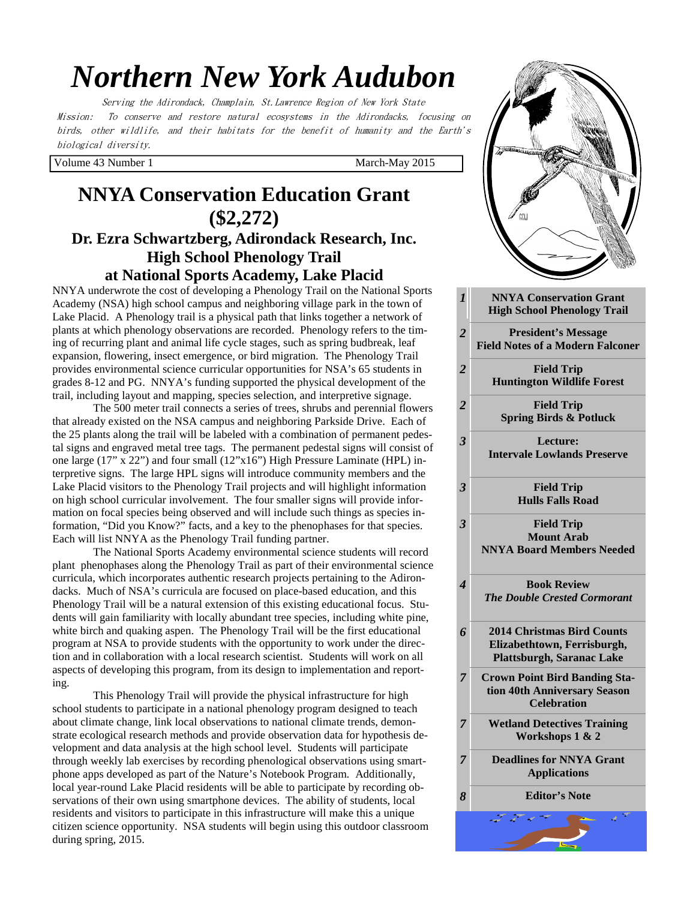# *Northern New York Audubon*

*Serving the Adirondack, Champlain, St.Lawrence Region of New York State*

*Mission: To conserve and restore natural ecosystems in the Adirondacks, focusing on birds, other wildlife, and their habitats for the benefit of humanity and the Earth's biological diversity.*

Volume 43 Number 1 — March-May 2015

| | |
|---|---|
| *1* | **NNYA Conservation Grant High School Phenology Trail** |
| *2* | **President's Message Field Notes of a Modern Falconer** |
| *2* | **Field Trip Huntington Wildlife Forest** |
| *2* | **Field Trip Spring Birds & Potluck** |
| *3* | **Lecture: Intervale Lowlands Preserve** |
| *3* | **Field Trip Hulls Falls Road** |
| *3* | **Field Trip Mount Arab NNYA Board Members Needed** |
| *4* | **Book Review *The Double Crested Cormorant*** |
| *6* | **2014 Christmas Bird Counts Elizabethtown, Ferrisburgh, Plattsburgh, Saranac Lake** |
| *7* | **Crown Point Bird Banding Station 40th Anniversary Season Celebration** |
| *7* | **Wetland Detectives Training Workshops 1 & 2** |
| *7* | **Deadlines for NNYA Grant Applications** |
| *8* | **Editor's Note** |

## NNYA Conservation Education Grant ($2,272)

### Dr. Ezra Schwartzberg, Adirondack Research, Inc. High School Phenology Trail at National Sports Academy, Lake Placid

NNYA underwrote the cost of developing a Phenology Trail on the National Sports Academy (NSA) high school campus and neighboring village park in the town of Lake Placid. A Phenology trail is a physical path that links together a network of plants at which phenology observations are recorded. Phenology refers to the timing of recurring plant and animal life cycle stages, such as spring budbreak, leaf expansion, flowering, insect emergence, or bird migration. The Phenology Trail provides environmental science curricular opportunities for NSA's 65 students in grades 8-12 and PG. NNYA's funding supported the physical development of the trail, including layout and mapping, species selection, and interpretive signage.

The 500 meter trail connects a series of trees, shrubs and perennial flowers that already existed on the NSA campus and neighboring Parkside Drive. Each of the 25 plants along the trail will be labeled with a combination of permanent pedestal signs and engraved metal tree tags. The permanent pedestal signs will consist of one large (17" x 22") and four small (12"x16") High Pressure Laminate (HPL) interpretive signs. The large HPL signs will introduce community members and the Lake Placid visitors to the Phenology Trail projects and will highlight information on high school curricular involvement. The four smaller signs will provide information on focal species being observed and will include such things as species information, "Did you Know?" facts, and a key to the phenophases for that species. Each will list NNYA as the Phenology Trail funding partner.

The National Sports Academy environmental science students will record plant phenophases along the Phenology Trail as part of their environmental science curricula, which incorporates authentic research projects pertaining to the Adirondacks. Much of NSA's curricula are focused on place-based education, and this Phenology Trail will be a natural extension of this existing educational focus. Students will gain familiarity with locally abundant tree species, including white pine, white birch and quaking aspen. The Phenology Trail will be the first educational program at NSA to provide students with the opportunity to work under the direction and in collaboration with a local research scientist. Students will work on all aspects of developing this program, from its design to implementation and reporting.

This Phenology Trail will provide the physical infrastructure for high school students to participate in a national phenology program designed to teach about climate change, link local observations to national climate trends, demonstrate ecological research methods and provide observation data for hypothesis development and data analysis at the high school level. Students will participate through weekly lab exercises by recording phenological observations using smartphone apps developed as part of the Nature's Notebook Program. Additionally, local year-round Lake Placid residents will be able to participate by recording observations of their own using smartphone devices. The ability of students, local residents and visitors to participate in this infrastructure will make this a unique citizen science opportunity. NSA students will begin using this outdoor classroom during spring, 2015.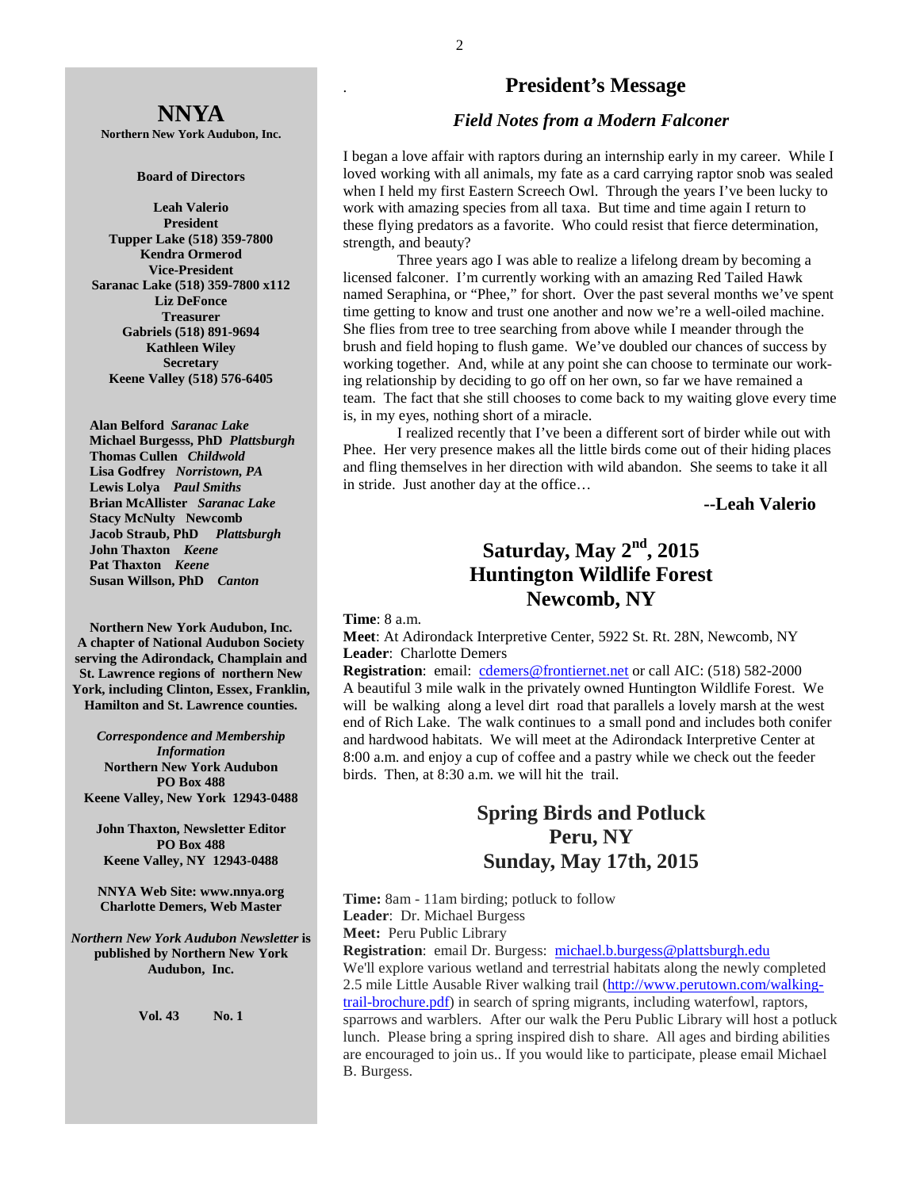# NNYA

**Northern New York Audubon, Inc.**

**Board of Directors**

**Leah Valerio**
**President**
**Tupper Lake (518) 359-7800**
**Kendra Ormerod**
**Vice-President**
**Saranac Lake (518) 359-7800 x112**
**Liz DeFonce**
**Treasurer**
**Gabriels (518) 891-9694**
**Kathleen Wiley**
**Secretary**
**Keene Valley (518) 576-6405**

**Alan Belford** ***Saranac Lake***
**Michael Burgesss, PhD** ***Plattsburgh***
**Thomas Cullen** ***Childwold***
**Lisa Godfrey** ***Norristown, PA***
**Lewis Lolya** ***Paul Smiths***
**Brian McAllister** ***Saranac Lake***
**Stacy McNulty Newcomb**
**Jacob Straub, PhD** ***Plattsburgh***
**John Thaxton** ***Keene***
**Pat Thaxton** ***Keene***
**Susan Willson, PhD** ***Canton***

**Northern New York Audubon, Inc. A chapter of National Audubon Society serving the Adirondack, Champlain and St. Lawrence regions of northern New York, including Clinton, Essex, Franklin, Hamilton and St. Lawrence counties.**

***Correspondence and Membership Information***
**Northern New York Audubon**
**PO Box 488**
**Keene Valley, New York 12943-0488**

**John Thaxton, Newsletter Editor**
**PO Box 488**
**Keene Valley, NY 12943-0488**

**NNYA Web Site: www.nnya.org**
**Charlotte Demers, Web Master**

***Northern New York Audubon Newsletter*** **is published by Northern New York Audubon, Inc.**

**Vol. 43 No. 1**

## President's Message

### *Field Notes from a Modern Falconer*

I began a love affair with raptors during an internship early in my career. While I loved working with all animals, my fate as a card carrying raptor snob was sealed when I held my first Eastern Screech Owl. Through the years I've been lucky to work with amazing species from all taxa. But time and time again I return to these flying predators as a favorite. Who could resist that fierce determination, strength, and beauty?

Three years ago I was able to realize a lifelong dream by becoming a licensed falconer. I'm currently working with an amazing Red Tailed Hawk named Seraphina, or "Phee," for short. Over the past several months we've spent time getting to know and trust one another and now we're a well-oiled machine. She flies from tree to tree searching from above while I meander through the brush and field hoping to flush game. We've doubled our chances of success by working together. And, while at any point she can choose to terminate our working relationship by deciding to go off on her own, so far we have remained a team. The fact that she still chooses to come back to my waiting glove every time is, in my eyes, nothing short of a miracle.

I realized recently that I've been a different sort of birder while out with Phee. Her very presence makes all the little birds come out of their hiding places and fling themselves in her direction with wild abandon. She seems to take it all in stride. Just another day at the office…

**--Leah Valerio**

## Saturday, May 2nd, 2015 Huntington Wildlife Forest Newcomb, NY

**Time**: 8 a.m.
**Meet**: At Adirondack Interpretive Center, 5922 St. Rt. 28N, Newcomb, NY
**Leader**: Charlotte Demers
**Registration**: email: cdemers@frontiernet.net or call AIC: (518) 582-2000
A beautiful 3 mile walk in the privately owned Huntington Wildlife Forest. We will be walking along a level dirt road that parallels a lovely marsh at the west end of Rich Lake. The walk continues to a small pond and includes both conifer and hardwood habitats. We will meet at the Adirondack Interpretive Center at 8:00 a.m. and enjoy a cup of coffee and a pastry while we check out the feeder birds. Then, at 8:30 a.m. we will hit the trail.

## Spring Birds and Potluck Peru, NY Sunday, May 17th, 2015

**Time:** 8am - 11am birding; potluck to follow
**Leader**: Dr. Michael Burgess
**Meet:** Peru Public Library
**Registration**: email Dr. Burgess: michael.b.burgess@plattsburgh.edu
We'll explore various wetland and terrestrial habitats along the newly completed 2.5 mile Little Ausable River walking trail (http://www.perutown.com/walking-trail-brochure.pdf) in search of spring migrants, including waterfowl, raptors, sparrows and warblers. After our walk the Peru Public Library will host a potluck lunch. Please bring a spring inspired dish to share. All ages and birding abilities are encouraged to join us.. If you would like to participate, please email Michael B. Burgess.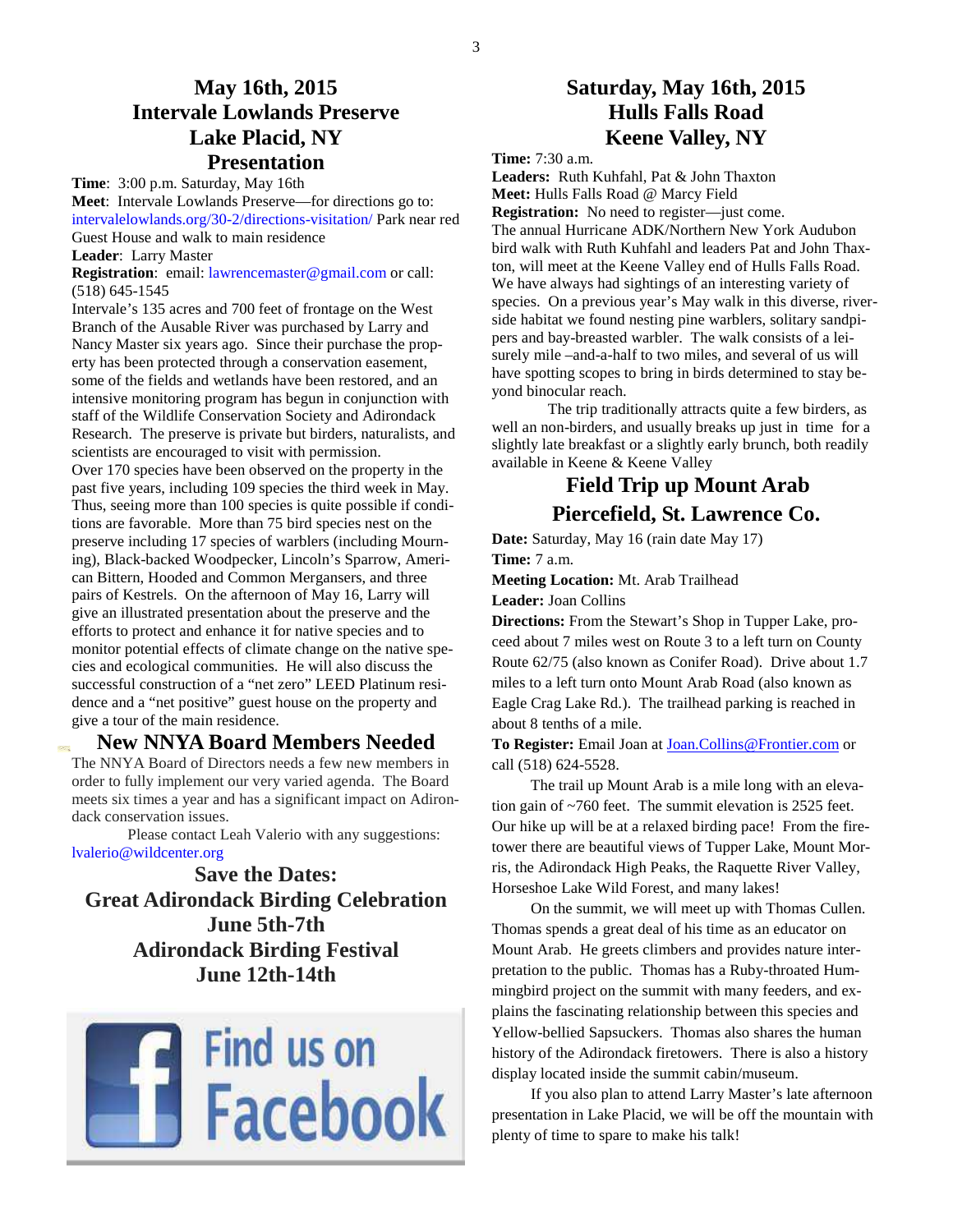## May 16th, 2015
## Intervale Lowlands Preserve
## Lake Placid, NY
## Presentation

**Time**: 3:00 p.m. Saturday, May 16th

**Meet**: Intervale Lowlands Preserve—for directions go to: intervalelowlands.org/30-2/directions-visitation/ Park near red Guest House and walk to main residence

**Leader**: Larry Master

**Registration**: email: lawrencemaster@gmail.com or call: (518) 645-1545

Intervale's 135 acres and 700 feet of frontage on the West Branch of the Ausable River was purchased by Larry and Nancy Master six years ago. Since their purchase the property has been protected through a conservation easement, some of the fields and wetlands have been restored, and an intensive monitoring program has begun in conjunction with staff of the Wildlife Conservation Society and Adirondack Research. The preserve is private but birders, naturalists, and scientists are encouraged to visit with permission.

Over 170 species have been observed on the property in the past five years, including 109 species the third week in May. Thus, seeing more than 100 species is quite possible if conditions are favorable. More than 75 bird species nest on the preserve including 17 species of warblers (including Mourning), Black-backed Woodpecker, Lincoln's Sparrow, American Bittern, Hooded and Common Mergansers, and three pairs of Kestrels. On the afternoon of May 16, Larry will give an illustrated presentation about the preserve and the efforts to protect and enhance it for native species and to monitor potential effects of climate change on the native species and ecological communities. He will also discuss the successful construction of a "net zero" LEED Platinum residence and a "net positive" guest house on the property and give a tour of the main residence.

## New NNYA Board Members Needed

The NNYA Board of Directors needs a few new members in order to fully implement our very varied agenda. The Board meets six times a year and has a significant impact on Adirondack conservation issues.

Please contact Leah Valerio with any suggestions: lvalerio@wildcenter.org

## Save the Dates:
## Great Adirondack Birding Celebration
## June 5th-7th
## Adirondack Birding Festival
## June 12th-14th

Find us on Facebook

## Saturday, May 16th, 2015
## Hulls Falls Road
## Keene Valley, NY

**Time:** 7:30 a.m.

**Leaders:** Ruth Kuhfahl, Pat & John Thaxton

**Meet:** Hulls Falls Road @ Marcy Field

**Registration:** No need to register—just come.

The annual Hurricane ADK/Northern New York Audubon bird walk with Ruth Kuhfahl and leaders Pat and John Thaxton, will meet at the Keene Valley end of Hulls Falls Road. We have always had sightings of an interesting variety of species. On a previous year's May walk in this diverse, riverside habitat we found nesting pine warblers, solitary sandpipers and bay-breasted warbler. The walk consists of a leisurely mile –and-a-half to two miles, and several of us will have spotting scopes to bring in birds determined to stay beyond binocular reach.

The trip traditionally attracts quite a few birders, as well an non-birders, and usually breaks up just in time for a slightly late breakfast or a slightly early brunch, both readily available in Keene & Keene Valley

## Field Trip up Mount Arab
## Piercefield, St. Lawrence Co.

**Date:** Saturday, May 16 (rain date May 17)

**Time:** 7 a.m.

**Meeting Location:** Mt. Arab Trailhead

**Leader:** Joan Collins

**Directions:** From the Stewart's Shop in Tupper Lake, proceed about 7 miles west on Route 3 to a left turn on County Route 62/75 (also known as Conifer Road). Drive about 1.7 miles to a left turn onto Mount Arab Road (also known as Eagle Crag Lake Rd.). The trailhead parking is reached in about 8 tenths of a mile.

**To Register:** Email Joan at Joan.Collins@Frontier.com or call (518) 624-5528.

The trail up Mount Arab is a mile long with an elevation gain of ~760 feet. The summit elevation is 2525 feet. Our hike up will be at a relaxed birding pace! From the firetower there are beautiful views of Tupper Lake, Mount Morris, the Adirondack High Peaks, the Raquette River Valley, Horseshoe Lake Wild Forest, and many lakes!

On the summit, we will meet up with Thomas Cullen. Thomas spends a great deal of his time as an educator on Mount Arab. He greets climbers and provides nature interpretation to the public. Thomas has a Ruby-throated Hummingbird project on the summit with many feeders, and explains the fascinating relationship between this species and Yellow-bellied Sapsuckers. Thomas also shares the human history of the Adirondack firetowers. There is also a history display located inside the summit cabin/museum.

If you also plan to attend Larry Master's late afternoon presentation in Lake Placid, we will be off the mountain with plenty of time to spare to make his talk!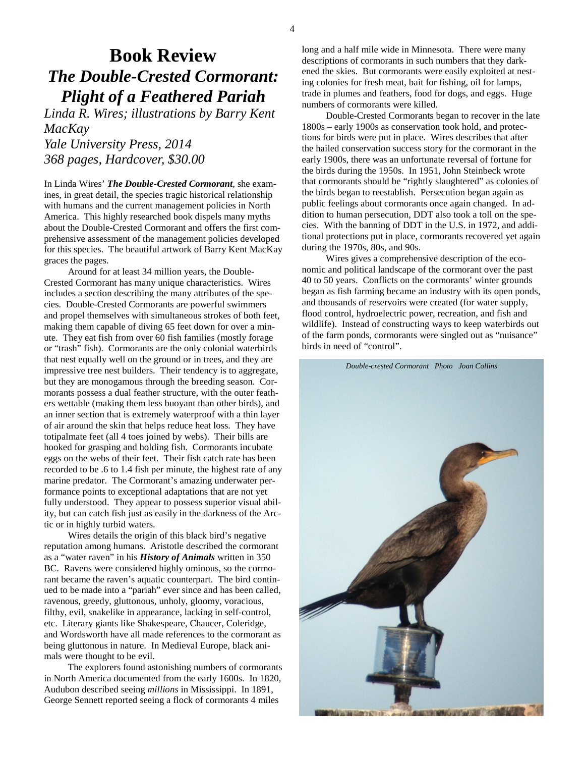# Book Review

## *The Double-Crested Cormorant: Plight of a Feathered Pariah*

*Linda R. Wires; illustrations by Barry Kent MacKay*
*Yale University Press, 2014*
*368 pages, Hardcover, $30.00*

In Linda Wires' ***The Double-Crested Cormorant***, she examines, in great detail, the species tragic historical relationship with humans and the current management policies in North America. This highly researched book dispels many myths about the Double-Crested Cormorant and offers the first comprehensive assessment of the management policies developed for this species. The beautiful artwork of Barry Kent MacKay graces the pages.

Around for at least 34 million years, the Double-Crested Cormorant has many unique characteristics. Wires includes a section describing the many attributes of the species. Double-Crested Cormorants are powerful swimmers and propel themselves with simultaneous strokes of both feet, making them capable of diving 65 feet down for over a minute. They eat fish from over 60 fish families (mostly forage or "trash" fish). Cormorants are the only colonial waterbirds that nest equally well on the ground or in trees, and they are impressive tree nest builders. Their tendency is to aggregate, but they are monogamous through the breeding season. Cormorants possess a dual feather structure, with the outer feathers wettable (making them less buoyant than other birds), and an inner section that is extremely waterproof with a thin layer of air around the skin that helps reduce heat loss. They have totipalmate feet (all 4 toes joined by webs). Their bills are hooked for grasping and holding fish. Cormorants incubate eggs on the webs of their feet. Their fish catch rate has been recorded to be .6 to 1.4 fish per minute, the highest rate of any marine predator. The Cormorant's amazing underwater performance points to exceptional adaptations that are not yet fully understood. They appear to possess superior visual ability, but can catch fish just as easily in the darkness of the Arctic or in highly turbid waters.

Wires details the origin of this black bird's negative reputation among humans. Aristotle described the cormorant as a "water raven" in his ***History of Animals*** written in 350 BC. Ravens were considered highly ominous, so the cormorant became the raven's aquatic counterpart. The bird continued to be made into a "pariah" ever since and has been called, ravenous, greedy, gluttonous, unholy, gloomy, voracious, filthy, evil, snakelike in appearance, lacking in self-control, etc. Literary giants like Shakespeare, Chaucer, Coleridge, and Wordsworth have all made references to the cormorant as being gluttonous in nature. In Medieval Europe, black animals were thought to be evil.

The explorers found astonishing numbers of cormorants in North America documented from the early 1600s. In 1820, Audubon described seeing *millions* in Mississippi. In 1891, George Sennett reported seeing a flock of cormorants 4 miles long and a half mile wide in Minnesota. There were many descriptions of cormorants in such numbers that they darkened the skies. But cormorants were easily exploited at nesting colonies for fresh meat, bait for fishing, oil for lamps, trade in plumes and feathers, food for dogs, and eggs. Huge numbers of cormorants were killed.

Double-Crested Cormorants began to recover in the late 1800s – early 1900s as conservation took hold, and protections for birds were put in place. Wires describes that after the hailed conservation success story for the cormorant in the early 1900s, there was an unfortunate reversal of fortune for the birds during the 1950s. In 1951, John Steinbeck wrote that cormorants should be "rightly slaughtered" as colonies of the birds began to reestablish. Persecution began again as public feelings about cormorants once again changed. In addition to human persecution, DDT also took a toll on the species. With the banning of DDT in the U.S. in 1972, and additional protections put in place, cormorants recovered yet again during the 1970s, 80s, and 90s.

Wires gives a comprehensive description of the economic and political landscape of the cormorant over the past 40 to 50 years. Conflicts on the cormorants' winter grounds began as fish farming became an industry with its open ponds, and thousands of reservoirs were created (for water supply, flood control, hydroelectric power, recreation, and fish and wildlife). Instead of constructing ways to keep waterbirds out of the farm ponds, cormorants were singled out as "nuisance" birds in need of "control".

*Double-crested Cormorant Photo Joan Collins*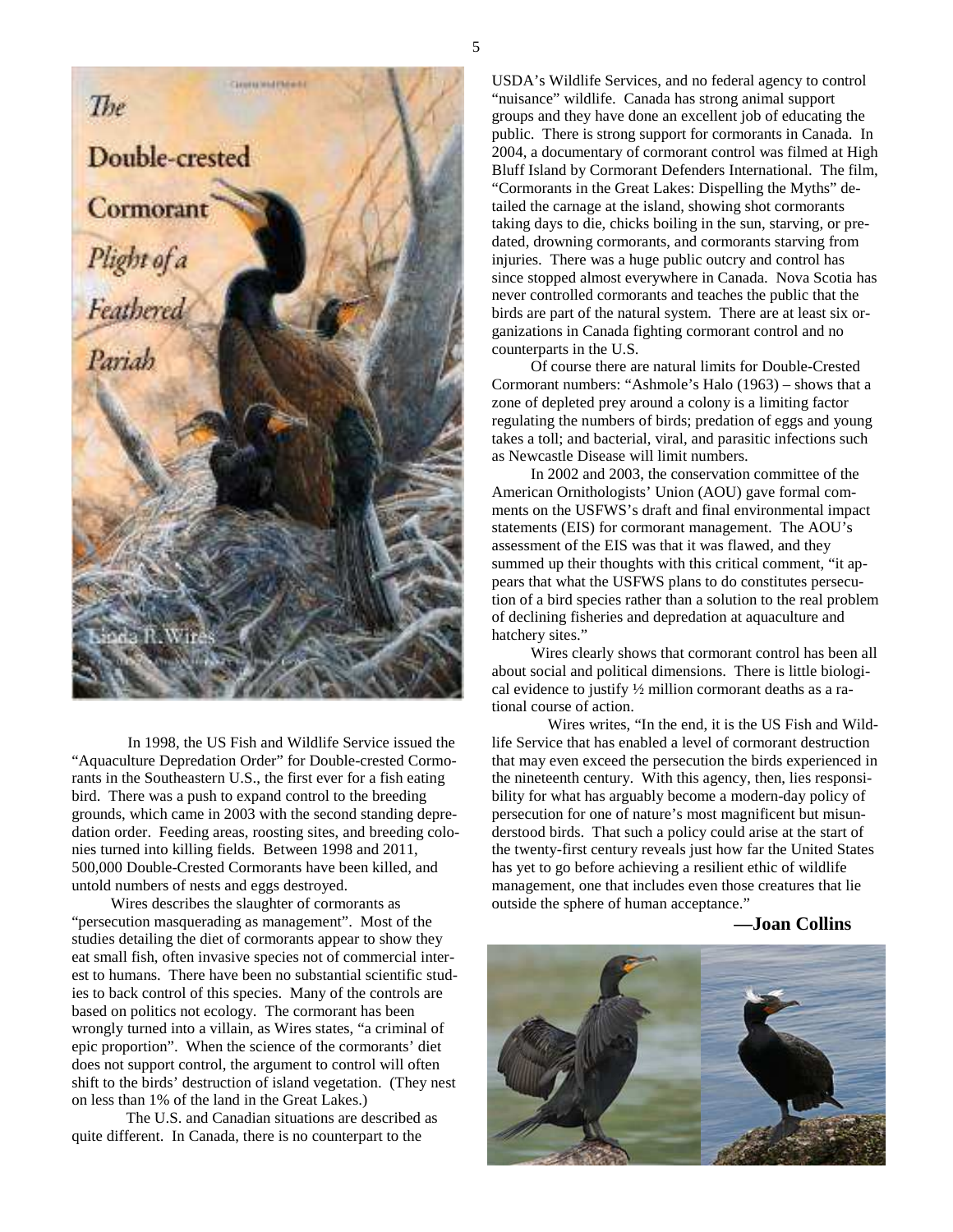In 1998, the US Fish and Wildlife Service issued the "Aquaculture Depredation Order" for Double-crested Cormorants in the Southeastern U.S., the first ever for a fish eating bird. There was a push to expand control to the breeding grounds, which came in 2003 with the second standing depredation order. Feeding areas, roosting sites, and breeding colonies turned into killing fields. Between 1998 and 2011, 500,000 Double-Crested Cormorants have been killed, and untold numbers of nests and eggs destroyed.

Wires describes the slaughter of cormorants as "persecution masquerading as management". Most of the studies detailing the diet of cormorants appear to show they eat small fish, often invasive species not of commercial interest to humans. There have been no substantial scientific studies to back control of this species. Many of the controls are based on politics not ecology. The cormorant has been wrongly turned into a villain, as Wires states, "a criminal of epic proportion". When the science of the cormorants' diet does not support control, the argument to control will often shift to the birds' destruction of island vegetation. (They nest on less than 1% of the land in the Great Lakes.)

The U.S. and Canadian situations are described as quite different. In Canada, there is no counterpart to the USDA's Wildlife Services, and no federal agency to control "nuisance" wildlife. Canada has strong animal support groups and they have done an excellent job of educating the public. There is strong support for cormorants in Canada. In 2004, a documentary of cormorant control was filmed at High Bluff Island by Cormorant Defenders International. The film, "Cormorants in the Great Lakes: Dispelling the Myths" detailed the carnage at the island, showing shot cormorants taking days to die, chicks boiling in the sun, starving, or predated, drowning cormorants, and cormorants starving from injuries. There was a huge public outcry and control has since stopped almost everywhere in Canada. Nova Scotia has never controlled cormorants and teaches the public that the birds are part of the natural system. There are at least six organizations in Canada fighting cormorant control and no counterparts in the U.S.

Of course there are natural limits for Double-Crested Cormorant numbers: "Ashmole's Halo (1963) – shows that a zone of depleted prey around a colony is a limiting factor regulating the numbers of birds; predation of eggs and young takes a toll; and bacterial, viral, and parasitic infections such as Newcastle Disease will limit numbers.

In 2002 and 2003, the conservation committee of the American Ornithologists' Union (AOU) gave formal comments on the USFWS's draft and final environmental impact statements (EIS) for cormorant management. The AOU's assessment of the EIS was that it was flawed, and they summed up their thoughts with this critical comment, "it appears that what the USFWS plans to do constitutes persecution of a bird species rather than a solution to the real problem of declining fisheries and depredation at aquaculture and hatchery sites."

Wires clearly shows that cormorant control has been all about social and political dimensions. There is little biological evidence to justify ½ million cormorant deaths as a rational course of action.

Wires writes, "In the end, it is the US Fish and Wildlife Service that has enabled a level of cormorant destruction that may even exceed the persecution the birds experienced in the nineteenth century. With this agency, then, lies responsibility for what has arguably become a modern-day policy of persecution for one of nature's most magnificent but misunderstood birds. That such a policy could arise at the start of the twenty-first century reveals just how far the United States has yet to go before achieving a resilient ethic of wildlife management, one that includes even those creatures that lie outside the sphere of human acceptance."

**—Joan Collins**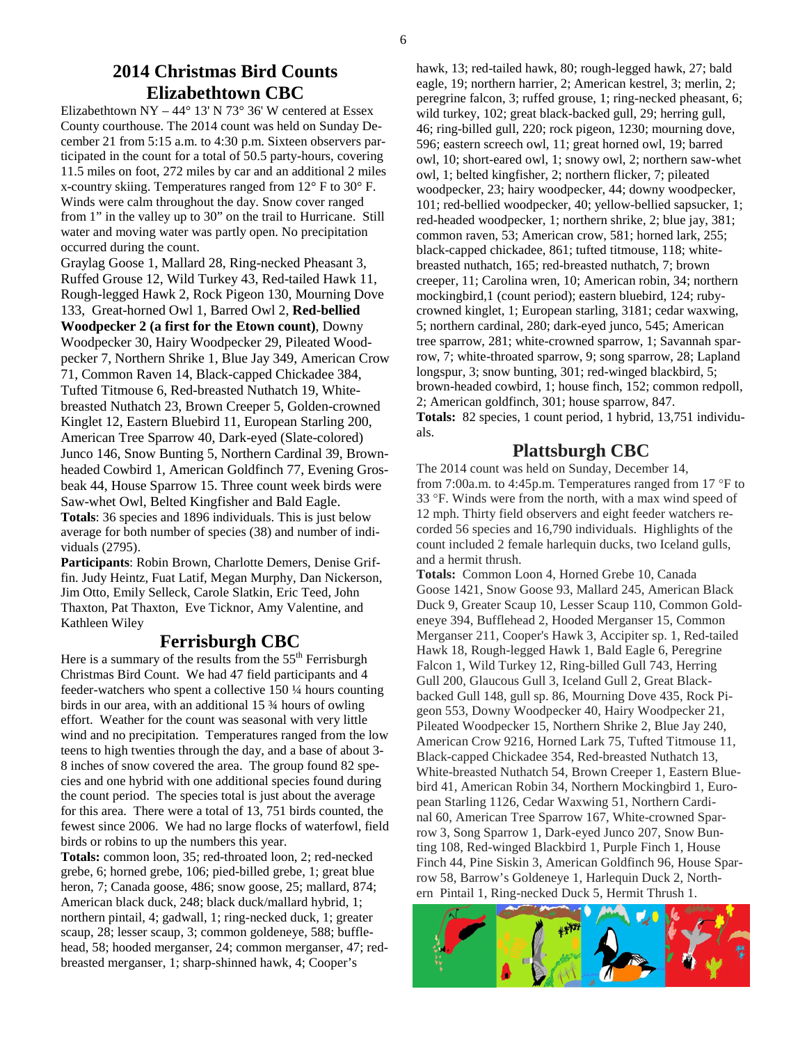# 2014 Christmas Bird Counts

## Elizabethtown CBC

Elizabethtown NY – 44° 13' N 73° 36' W centered at Essex County courthouse. The 2014 count was held on Sunday December 21 from 5:15 a.m. to 4:30 p.m. Sixteen observers participated in the count for a total of 50.5 party-hours, covering 11.5 miles on foot, 272 miles by car and an additional 2 miles x-country skiing. Temperatures ranged from 12° F to 30° F. Winds were calm throughout the day. Snow cover ranged from 1" in the valley up to 30" on the trail to Hurricane. Still water and moving water was partly open. No precipitation occurred during the count.

Graylag Goose 1, Mallard 28, Ring-necked Pheasant 3, Ruffed Grouse 12, Wild Turkey 43, Red-tailed Hawk 11, Rough-legged Hawk 2, Rock Pigeon 130, Mourning Dove 133, Great-horned Owl 1, Barred Owl 2, **Red-bellied Woodpecker 2 (a first for the Etown count)**, Downy Woodpecker 30, Hairy Woodpecker 29, Pileated Woodpecker 7, Northern Shrike 1, Blue Jay 349, American Crow 71, Common Raven 14, Black-capped Chickadee 384, Tufted Titmouse 6, Red-breasted Nuthatch 19, White-breasted Nuthatch 23, Brown Creeper 5, Golden-crowned Kinglet 12, Eastern Bluebird 11, European Starling 200, American Tree Sparrow 40, Dark-eyed (Slate-colored) Junco 146, Snow Bunting 5, Northern Cardinal 39, Brown-headed Cowbird 1, American Goldfinch 77, Evening Grosbeak 44, House Sparrow 15. Three count week birds were Saw-whet Owl, Belted Kingfisher and Bald Eagle.

**Totals**: 36 species and 1896 individuals. This is just below average for both number of species (38) and number of individuals (2795).

**Participants**: Robin Brown, Charlotte Demers, Denise Griffin. Judy Heintz, Fuat Latif, Megan Murphy, Dan Nickerson, Jim Otto, Emily Selleck, Carole Slatkin, Eric Teed, John Thaxton, Pat Thaxton, Eve Ticknor, Amy Valentine, and Kathleen Wiley

## Ferrisburgh CBC

Here is a summary of the results from the 55th Ferrisburgh Christmas Bird Count. We had 47 field participants and 4 feeder-watchers who spent a collective 150 ¼ hours counting birds in our area, with an additional 15 ¾ hours of owling effort. Weather for the count was seasonal with very little wind and no precipitation. Temperatures ranged from the low teens to high twenties through the day, and a base of about 3-8 inches of snow covered the area. The group found 82 species and one hybrid with one additional species found during the count period. The species total is just about the average for this area. There were a total of 13, 751 birds counted, the fewest since 2006. We had no large flocks of waterfowl, field birds or robins to up the numbers this year.

**Totals:** common loon, 35; red-throated loon, 2; red-necked grebe, 6; horned grebe, 106; pied-billed grebe, 1; great blue heron, 7; Canada goose, 486; snow goose, 25; mallard, 874; American black duck, 248; black duck/mallard hybrid, 1; northern pintail, 4; gadwall, 1; ring-necked duck, 1; greater scaup, 28; lesser scaup, 3; common goldeneye, 588; bufflehead, 58; hooded merganser, 24; common merganser, 47; red-breasted merganser, 1; sharp-shinned hawk, 4; Cooper's hawk, 13; red-tailed hawk, 80; rough-legged hawk, 27; bald eagle, 19; northern harrier, 2; American kestrel, 3; merlin, 2; peregrine falcon, 3; ruffed grouse, 1; ring-necked pheasant, 6; wild turkey, 102; great black-backed gull, 29; herring gull, 46; ring-billed gull, 220; rock pigeon, 1230; mourning dove, 596; eastern screech owl, 11; great horned owl, 19; barred owl, 10; short-eared owl, 1; snowy owl, 2; northern saw-whet owl, 1; belted kingfisher, 2; northern flicker, 7; pileated woodpecker, 23; hairy woodpecker, 44; downy woodpecker, 101; red-bellied woodpecker, 40; yellow-bellied sapsucker, 1; red-headed woodpecker, 1; northern shrike, 2; blue jay, 381; common raven, 53; American crow, 581; horned lark, 255; black-capped chickadee, 861; tufted titmouse, 118; white-breasted nuthatch, 165; red-breasted nuthatch, 7; brown creeper, 11; Carolina wren, 10; American robin, 34; northern mockingbird,1 (count period); eastern bluebird, 124; ruby-crowned kinglet, 1; European starling, 3181; cedar waxwing, 5; northern cardinal, 280; dark-eyed junco, 545; American tree sparrow, 281; white-crowned sparrow, 1; Savannah sparrow, 7; white-throated sparrow, 9; song sparrow, 28; Lapland longspur, 3; snow bunting, 301; red-winged blackbird, 5; brown-headed cowbird, 1; house finch, 152; common redpoll, 2; American goldfinch, 301; house sparrow, 847.

**Totals:** 82 species, 1 count period, 1 hybrid, 13,751 individuals.

## Plattsburgh CBC

The 2014 count was held on Sunday, December 14, from 7:00a.m. to 4:45p.m. Temperatures ranged from 17 °F to 33 °F. Winds were from the north, with a max wind speed of 12 mph. Thirty field observers and eight feeder watchers recorded 56 species and 16,790 individuals. Highlights of the count included 2 female harlequin ducks, two Iceland gulls, and a hermit thrush.

**Totals:** Common Loon 4, Horned Grebe 10, Canada Goose 1421, Snow Goose 93, Mallard 245, American Black Duck 9, Greater Scaup 10, Lesser Scaup 110, Common Goldeneye 394, Bufflehead 2, Hooded Merganser 15, Common Merganser 211, Cooper's Hawk 3, Accipiter sp. 1, Red-tailed Hawk 18, Rough-legged Hawk 1, Bald Eagle 6, Peregrine Falcon 1, Wild Turkey 12, Ring-billed Gull 743, Herring Gull 200, Glaucous Gull 3, Iceland Gull 2, Great Black-backed Gull 148, gull sp. 86, Mourning Dove 435, Rock Pigeon 553, Downy Woodpecker 40, Hairy Woodpecker 21, Pileated Woodpecker 15, Northern Shrike 2, Blue Jay 240, American Crow 9216, Horned Lark 75, Tufted Titmouse 11, Black-capped Chickadee 354, Red-breasted Nuthatch 13, White-breasted Nuthatch 54, Brown Creeper 1, Eastern Bluebird 41, American Robin 34, Northern Mockingbird 1, European Starling 1126, Cedar Waxwing 51, Northern Cardinal 60, American Tree Sparrow 167, White-crowned Sparrow 3, Song Sparrow 1, Dark-eyed Junco 207, Snow Bunting 108, Red-winged Blackbird 1, Purple Finch 1, House Finch 44, Pine Siskin 3, American Goldfinch 96, House Sparrow 58, Barrow's Goldeneye 1, Harlequin Duck 2, Northern Pintail 1, Ring-necked Duck 5, Hermit Thrush 1.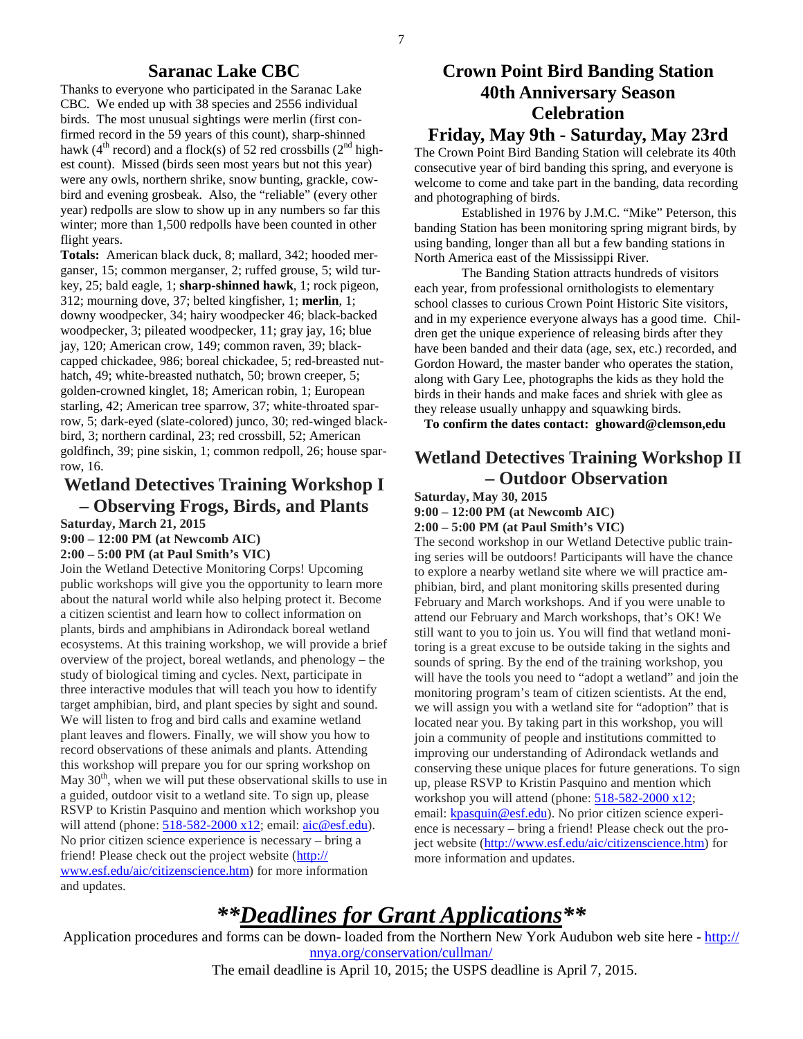## Saranac Lake CBC

Thanks to everyone who participated in the Saranac Lake CBC. We ended up with 38 species and 2556 individual birds. The most unusual sightings were merlin (first confirmed record in the 59 years of this count), sharp-shinned hawk (4th record) and a flock(s) of 52 red crossbills (2nd highest count). Missed (birds seen most years but not this year) were any owls, northern shrike, snow bunting, grackle, cowbird and evening grosbeak. Also, the "reliable" (every other year) redpolls are slow to show up in any numbers so far this winter; more than 1,500 redpolls have been counted in other flight years.

**Totals:** American black duck, 8; mallard, 342; hooded merganser, 15; common merganser, 2; ruffed grouse, 5; wild turkey, 25; bald eagle, 1; **sharp-shinned hawk**, 1; rock pigeon, 312; mourning dove, 37; belted kingfisher, 1; **merlin**, 1; downy woodpecker, 34; hairy woodpecker 46; black-backed woodpecker, 3; pileated woodpecker, 11; gray jay, 16; blue jay, 120; American crow, 149; common raven, 39; black-capped chickadee, 986; boreal chickadee, 5; red-breasted nuthatch, 49; white-breasted nuthatch, 50; brown creeper, 5; golden-crowned kinglet, 18; American robin, 1; European starling, 42; American tree sparrow, 37; white-throated sparrow, 5; dark-eyed (slate-colored) junco, 30; red-winged blackbird, 3; northern cardinal, 23; red crossbill, 52; American goldfinch, 39; pine siskin, 1; common redpoll, 26; house sparrow, 16.

## Wetland Detectives Training Workshop I – Observing Frogs, Birds, and Plants

**Saturday, March 21, 2015**
**9:00 – 12:00 PM (at Newcomb AIC)**
**2:00 – 5:00 PM (at Paul Smith's VIC)**

Join the Wetland Detective Monitoring Corps! Upcoming public workshops will give you the opportunity to learn more about the natural world while also helping protect it. Become a citizen scientist and learn how to collect information on plants, birds and amphibians in Adirondack boreal wetland ecosystems. At this training workshop, we will provide a brief overview of the project, boreal wetlands, and phenology – the study of biological timing and cycles. Next, participate in three interactive modules that will teach you how to identify target amphibian, bird, and plant species by sight and sound. We will listen to frog and bird calls and examine wetland plant leaves and flowers. Finally, we will show you how to record observations of these animals and plants. Attending this workshop will prepare you for our spring workshop on May 30th, when we will put these observational skills to use in a guided, outdoor visit to a wetland site. To sign up, please RSVP to Kristin Pasquino and mention which workshop you will attend (phone: 518-582-2000 x12; email: aic@esf.edu). No prior citizen science experience is necessary – bring a friend! Please check out the project website (http://www.esf.edu/aic/citizenscience.htm) for more information and updates.

## Crown Point Bird Banding Station 40th Anniversary Season Celebration

## Friday, May 9th - Saturday, May 23rd

The Crown Point Bird Banding Station will celebrate its 40th consecutive year of bird banding this spring, and everyone is welcome to come and take part in the banding, data recording and photographing of birds.

Established in 1976 by J.M.C. "Mike" Peterson, this banding Station has been monitoring spring migrant birds, by using banding, longer than all but a few banding stations in North America east of the Mississippi River.

The Banding Station attracts hundreds of visitors each year, from professional ornithologists to elementary school classes to curious Crown Point Historic Site visitors, and in my experience everyone always has a good time. Children get the unique experience of releasing birds after they have been banded and their data (age, sex, etc.) recorded, and Gordon Howard, the master bander who operates the station, along with Gary Lee, photographs the kids as they hold the birds in their hands and make faces and shriek with glee as they release usually unhappy and squawking birds.

**To confirm the dates contact: ghoward@clemson,edu**

## Wetland Detectives Training Workshop II – Outdoor Observation

**Saturday, May 30, 2015**
**9:00 – 12:00 PM (at Newcomb AIC)**
**2:00 – 5:00 PM (at Paul Smith's VIC)**

The second workshop in our Wetland Detective public training series will be outdoors! Participants will have the chance to explore a nearby wetland site where we will practice amphibian, bird, and plant monitoring skills presented during February and March workshops. And if you were unable to attend our February and March workshops, that's OK! We still want to you to join us. You will find that wetland monitoring is a great excuse to be outside taking in the sights and sounds of spring. By the end of the training workshop, you will have the tools you need to "adopt a wetland" and join the monitoring program's team of citizen scientists. At the end, we will assign you with a wetland site for "adoption" that is located near you. By taking part in this workshop, you will join a community of people and institutions committed to improving our understanding of Adirondack wetlands and conserving these unique places for future generations. To sign up, please RSVP to Kristin Pasquino and mention which workshop you will attend (phone: 518-582-2000 x12; email: kpasquin@esf.edu). No prior citizen science experience is necessary – bring a friend! Please check out the project website (http://www.esf.edu/aic/citizenscience.htm) for more information and updates.

# ***\*\*Deadlines for Grant Applications\*\****

Application procedures and forms can be down- loaded from the Northern New York Audubon web site here - http://nnya.org/conservation/cullman/

The email deadline is April 10, 2015; the USPS deadline is April 7, 2015.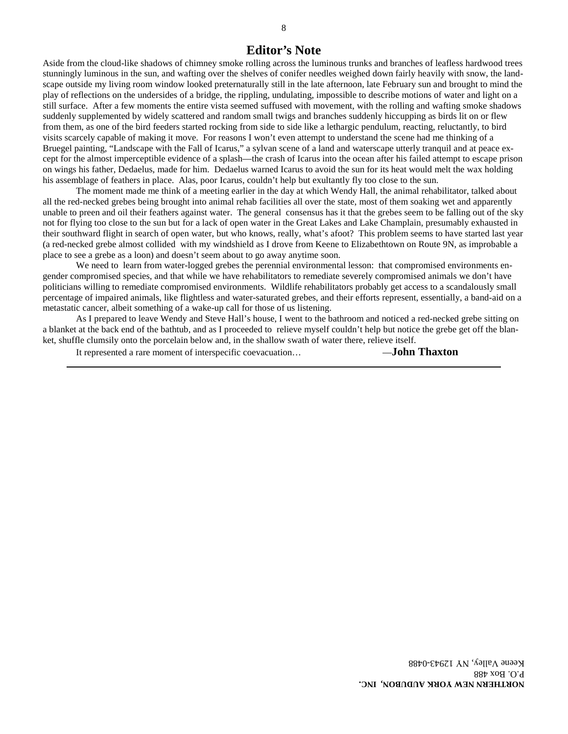## Editor's Note

Aside from the cloud-like shadows of chimney smoke rolling across the luminous trunks and branches of leafless hardwood trees stunningly luminous in the sun, and wafting over the shelves of conifer needles weighed down fairly heavily with snow, the landscape outside my living room window looked preternaturally still in the late afternoon, late February sun and brought to mind the play of reflections on the undersides of a bridge, the rippling, undulating, impossible to describe motions of water and light on a still surface. After a few moments the entire vista seemed suffused with movement, with the rolling and wafting smoke shadows suddenly supplemented by widely scattered and random small twigs and branches suddenly hiccupping as birds lit on or flew from them, as one of the bird feeders started rocking from side to side like a lethargic pendulum, reacting, reluctantly, to bird visits scarcely capable of making it move. For reasons I won't even attempt to understand the scene had me thinking of a Bruegel painting, "Landscape with the Fall of Icarus," a sylvan scene of a land and waterscape utterly tranquil and at peace except for the almost imperceptible evidence of a splash—the crash of Icarus into the ocean after his failed attempt to escape prison on wings his father, Dedaelus, made for him. Dedaelus warned Icarus to avoid the sun for its heat would melt the wax holding his assemblage of feathers in place. Alas, poor Icarus, couldn't help but exultantly fly too close to the sun.

The moment made me think of a meeting earlier in the day at which Wendy Hall, the animal rehabilitator, talked about all the red-necked grebes being brought into animal rehab facilities all over the state, most of them soaking wet and apparently unable to preen and oil their feathers against water. The general consensus has it that the grebes seem to be falling out of the sky not for flying too close to the sun but for a lack of open water in the Great Lakes and Lake Champlain, presumably exhausted in their southward flight in search of open water, but who knows, really, what's afoot? This problem seems to have started last year (a red-necked grebe almost collided with my windshield as I drove from Keene to Elizabethtown on Route 9N, as improbable a place to see a grebe as a loon) and doesn't seem about to go away anytime soon.

We need to learn from water-logged grebes the perennial environmental lesson: that compromised environments engender compromised species, and that while we have rehabilitators to remediate severely compromised animals we don't have politicians willing to remediate compromised environments. Wildlife rehabilitators probably get access to a scandalously small percentage of impaired animals, like flightless and water-saturated grebes, and their efforts represent, essentially, a band-aid on a metastatic cancer, albeit something of a wake-up call for those of us listening.

As I prepared to leave Wendy and Steve Hall's house, I went to the bathroom and noticed a red-necked grebe sitting on a blanket at the back end of the bathtub, and as I proceeded to relieve myself couldn't help but notice the grebe get off the blanket, shuffle clumsily onto the porcelain below and, in the shallow swath of water there, relieve itself.

It represented a rare moment of interspecific coevacuation… —**John Thaxton**

**NORTHERN NEW YORK AUDUBON, INC.**
P.O. Box 488
Keene Valley, NY 12943-0488